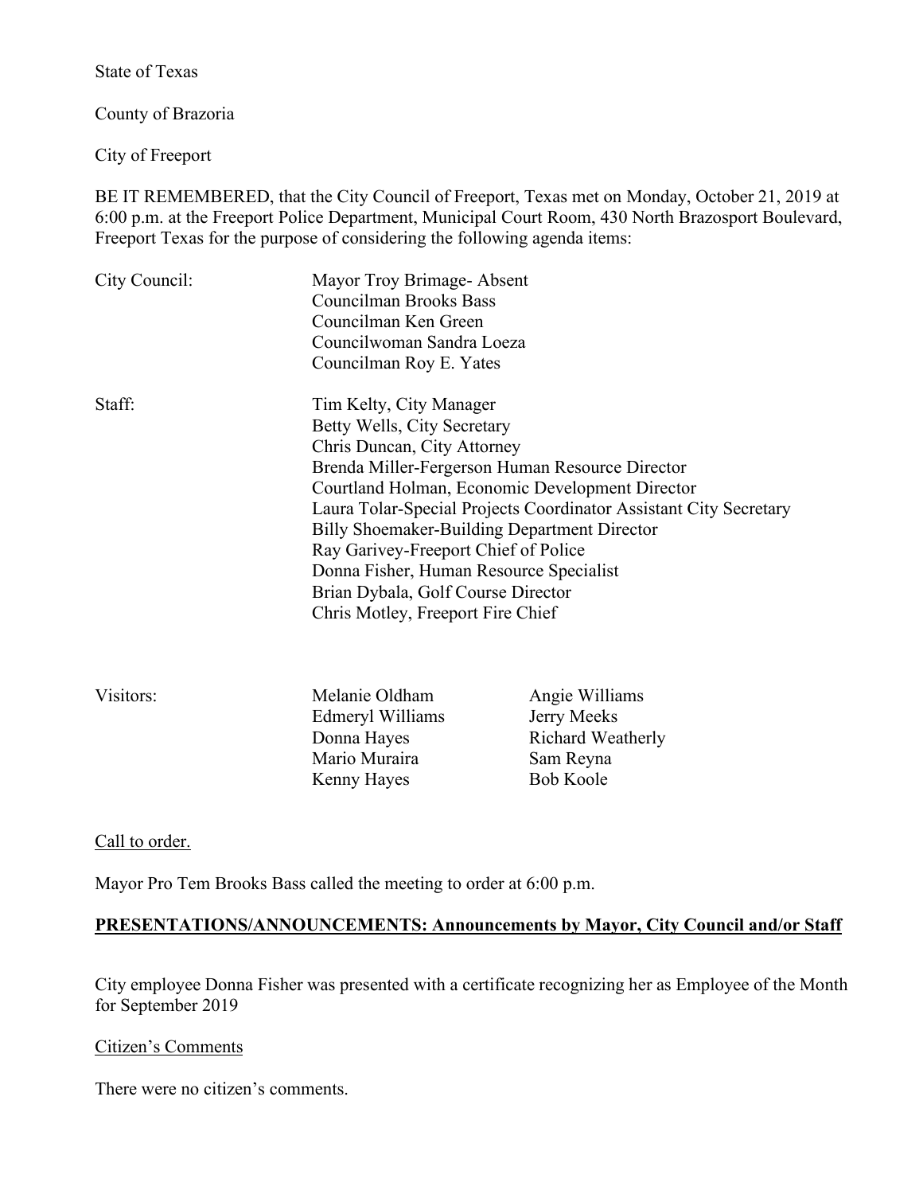State of Texas

County of Brazoria

City of Freeport

BE IT REMEMBERED, that the City Council of Freeport, Texas met on Monday, October 21, 2019 at 6:00 p.m. at the Freeport Police Department, Municipal Court Room, 430 North Brazosport Boulevard, Freeport Texas for the purpose of considering the following agenda items:

City Council:

- Mayor Troy Brimage- Absent
- Councilman Brooks Bass
- Councilman Ken Green
- Councilwoman Sandra Loeza
- Councilman Roy E. Yates

Staff:

- Tim Kelty, City Manager
- Betty Wells, City Secretary
- Chris Duncan, City Attorney
- Brenda Miller-Fergerson Human Resource Director
- Courtland Holman, Economic Development Director
- Laura Tolar-Special Projects Coordinator Assistant City Secretary
- Billy Shoemaker-Building Department Director
- Ray Garivey-Freeport Chief of Police
- Donna Fisher, Human Resource Specialist
- Brian Dybala, Golf Course Director
- Chris Motley, Freeport Fire Chief

Visitors:

| | |
|---|---|
| Melanie Oldham | Angie Williams |
| Edmeryl Williams | Jerry Meeks |
| Donna Hayes | Richard Weatherly |
| Mario Muraira | Sam Reyna |
| Kenny Hayes | Bob Koole |

Call to order.

Mayor Pro Tem Brooks Bass called the meeting to order at 6:00 p.m.

**PRESENTATIONS/ANNOUNCEMENTS: Announcements by Mayor, City Council and/or Staff**

City employee Donna Fisher was presented with a certificate recognizing her as Employee of the Month for September 2019

Citizen's Comments

There were no citizen's comments.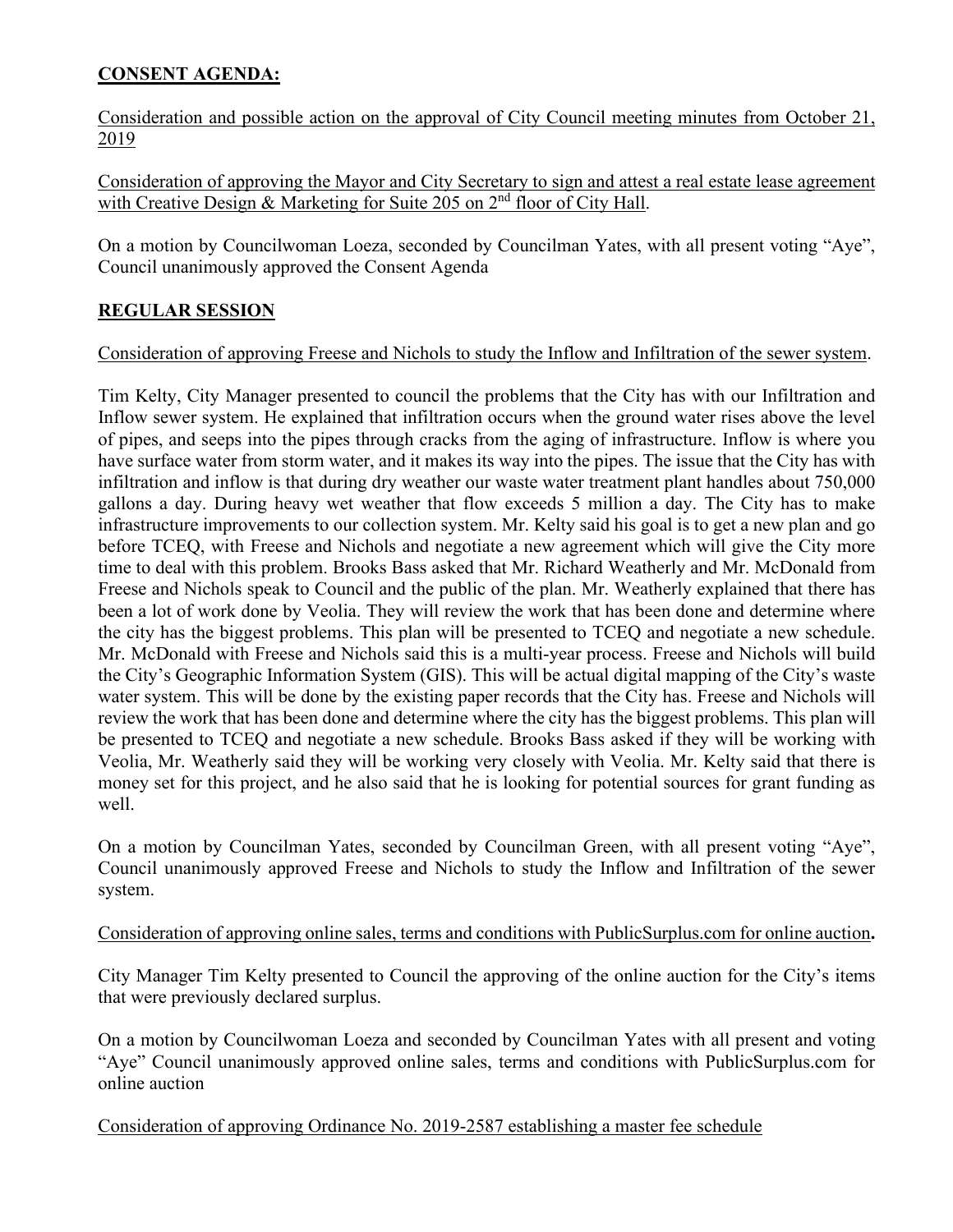## CONSENT AGENDA:

Consideration and possible action on the approval of City Council meeting minutes from October 21, 2019

Consideration of approving the Mayor and City Secretary to sign and attest a real estate lease agreement with Creative Design & Marketing for Suite 205 on 2nd floor of City Hall.

On a motion by Councilwoman Loeza, seconded by Councilman Yates, with all present voting "Aye", Council unanimously approved the Consent Agenda

## REGULAR SESSION

Consideration of approving Freese and Nichols to study the Inflow and Infiltration of the sewer system.

Tim Kelty, City Manager presented to council the problems that the City has with our Infiltration and Inflow sewer system. He explained that infiltration occurs when the ground water rises above the level of pipes, and seeps into the pipes through cracks from the aging of infrastructure. Inflow is where you have surface water from storm water, and it makes its way into the pipes. The issue that the City has with infiltration and inflow is that during dry weather our waste water treatment plant handles about 750,000 gallons a day. During heavy wet weather that flow exceeds 5 million a day. The City has to make infrastructure improvements to our collection system. Mr. Kelty said his goal is to get a new plan and go before TCEQ, with Freese and Nichols and negotiate a new agreement which will give the City more time to deal with this problem. Brooks Bass asked that Mr. Richard Weatherly and Mr. McDonald from Freese and Nichols speak to Council and the public of the plan. Mr. Weatherly explained that there has been a lot of work done by Veolia. They will review the work that has been done and determine where the city has the biggest problems. This plan will be presented to TCEQ and negotiate a new schedule. Mr. McDonald with Freese and Nichols said this is a multi-year process. Freese and Nichols will build the City's Geographic Information System (GIS). This will be actual digital mapping of the City's waste water system. This will be done by the existing paper records that the City has. Freese and Nichols will review the work that has been done and determine where the city has the biggest problems. This plan will be presented to TCEQ and negotiate a new schedule. Brooks Bass asked if they will be working with Veolia, Mr. Weatherly said they will be working very closely with Veolia. Mr. Kelty said that there is money set for this project, and he also said that he is looking for potential sources for grant funding as well.

On a motion by Councilman Yates, seconded by Councilman Green, with all present voting "Aye", Council unanimously approved Freese and Nichols to study the Inflow and Infiltration of the sewer system.

Consideration of approving online sales, terms and conditions with PublicSurplus.com for online auction**.**

City Manager Tim Kelty presented to Council the approving of the online auction for the City's items that were previously declared surplus.

On a motion by Councilwoman Loeza and seconded by Councilman Yates with all present and voting "Aye" Council unanimously approved online sales, terms and conditions with PublicSurplus.com for online auction

Consideration of approving Ordinance No. 2019-2587 establishing a master fee schedule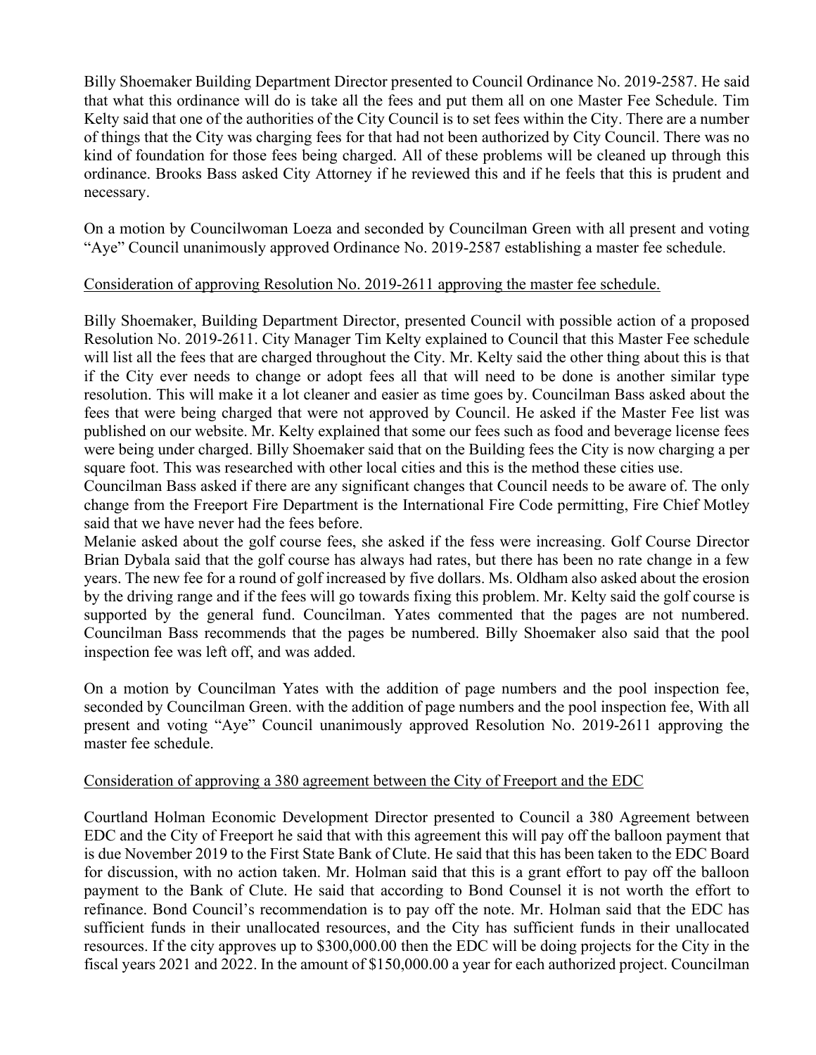Billy Shoemaker Building Department Director presented to Council Ordinance No. 2019-2587. He said that what this ordinance will do is take all the fees and put them all on one Master Fee Schedule. Tim Kelty said that one of the authorities of the City Council is to set fees within the City. There are a number of things that the City was charging fees for that had not been authorized by City Council. There was no kind of foundation for those fees being charged. All of these problems will be cleaned up through this ordinance. Brooks Bass asked City Attorney if he reviewed this and if he feels that this is prudent and necessary.

On a motion by Councilwoman Loeza and seconded by Councilman Green with all present and voting "Aye" Council unanimously approved Ordinance No. 2019-2587 establishing a master fee schedule.

<u>Consideration of approving Resolution No. 2019-2611 approving the master fee schedule.</u>

Billy Shoemaker, Building Department Director, presented Council with possible action of a proposed Resolution No. 2019-2611. City Manager Tim Kelty explained to Council that this Master Fee schedule will list all the fees that are charged throughout the City. Mr. Kelty said the other thing about this is that if the City ever needs to change or adopt fees all that will need to be done is another similar type resolution. This will make it a lot cleaner and easier as time goes by. Councilman Bass asked about the fees that were being charged that were not approved by Council. He asked if the Master Fee list was published on our website. Mr. Kelty explained that some our fees such as food and beverage license fees were being under charged. Billy Shoemaker said that on the Building fees the City is now charging a per square foot. This was researched with other local cities and this is the method these cities use.
Councilman Bass asked if there are any significant changes that Council needs to be aware of. The only change from the Freeport Fire Department is the International Fire Code permitting, Fire Chief Motley said that we have never had the fees before.
Melanie asked about the golf course fees, she asked if the fess were increasing. Golf Course Director Brian Dybala said that the golf course has always had rates, but there has been no rate change in a few years. The new fee for a round of golf increased by five dollars. Ms. Oldham also asked about the erosion by the driving range and if the fees will go towards fixing this problem. Mr. Kelty said the golf course is supported by the general fund. Councilman. Yates commented that the pages are not numbered. Councilman Bass recommends that the pages be numbered. Billy Shoemaker also said that the pool inspection fee was left off, and was added.

On a motion by Councilman Yates with the addition of page numbers and the pool inspection fee, seconded by Councilman Green. with the addition of page numbers and the pool inspection fee, With all present and voting "Aye" Council unanimously approved Resolution No. 2019-2611 approving the master fee schedule.

<u>Consideration of approving a 380 agreement between the City of Freeport and the EDC</u>

Courtland Holman Economic Development Director presented to Council a 380 Agreement between EDC and the City of Freeport he said that with this agreement this will pay off the balloon payment that is due November 2019 to the First State Bank of Clute. He said that this has been taken to the EDC Board for discussion, with no action taken. Mr. Holman said that this is a grant effort to pay off the balloon payment to the Bank of Clute. He said that according to Bond Counsel it is not worth the effort to refinance. Bond Council's recommendation is to pay off the note. Mr. Holman said that the EDC has sufficient funds in their unallocated resources, and the City has sufficient funds in their unallocated resources. If the city approves up to $300,000.00 then the EDC will be doing projects for the City in the fiscal years 2021 and 2022. In the amount of $150,000.00 a year for each authorized project. Councilman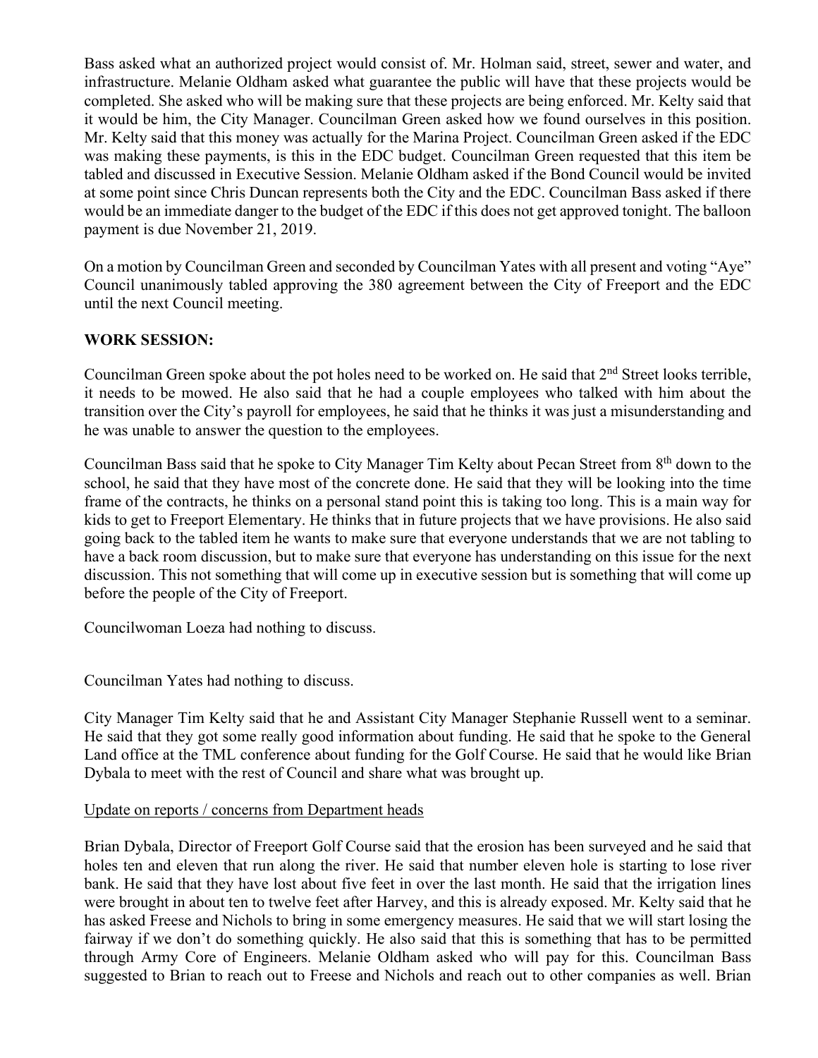Bass asked what an authorized project would consist of. Mr. Holman said, street, sewer and water, and infrastructure. Melanie Oldham asked what guarantee the public will have that these projects would be completed. She asked who will be making sure that these projects are being enforced. Mr. Kelty said that it would be him, the City Manager. Councilman Green asked how we found ourselves in this position. Mr. Kelty said that this money was actually for the Marina Project. Councilman Green asked if the EDC was making these payments, is this in the EDC budget. Councilman Green requested that this item be tabled and discussed in Executive Session. Melanie Oldham asked if the Bond Council would be invited at some point since Chris Duncan represents both the City and the EDC. Councilman Bass asked if there would be an immediate danger to the budget of the EDC if this does not get approved tonight. The balloon payment is due November 21, 2019.

On a motion by Councilman Green and seconded by Councilman Yates with all present and voting "Aye" Council unanimously tabled approving the 380 agreement between the City of Freeport and the EDC until the next Council meeting.

**WORK SESSION:**

Councilman Green spoke about the pot holes need to be worked on. He said that 2nd Street looks terrible, it needs to be mowed. He also said that he had a couple employees who talked with him about the transition over the City's payroll for employees, he said that he thinks it was just a misunderstanding and he was unable to answer the question to the employees.

Councilman Bass said that he spoke to City Manager Tim Kelty about Pecan Street from 8th down to the school, he said that they have most of the concrete done. He said that they will be looking into the time frame of the contracts, he thinks on a personal stand point this is taking too long. This is a main way for kids to get to Freeport Elementary. He thinks that in future projects that we have provisions. He also said going back to the tabled item he wants to make sure that everyone understands that we are not tabling to have a back room discussion, but to make sure that everyone has understanding on this issue for the next discussion. This not something that will come up in executive session but is something that will come up before the people of the City of Freeport.

Councilwoman Loeza had nothing to discuss.

Councilman Yates had nothing to discuss.

City Manager Tim Kelty said that he and Assistant City Manager Stephanie Russell went to a seminar. He said that they got some really good information about funding. He said that he spoke to the General Land office at the TML conference about funding for the Golf Course. He said that he would like Brian Dybala to meet with the rest of Council and share what was brought up.

Update on reports / concerns from Department heads

Brian Dybala, Director of Freeport Golf Course said that the erosion has been surveyed and he said that holes ten and eleven that run along the river. He said that number eleven hole is starting to lose river bank. He said that they have lost about five feet in over the last month. He said that the irrigation lines were brought in about ten to twelve feet after Harvey, and this is already exposed. Mr. Kelty said that he has asked Freese and Nichols to bring in some emergency measures. He said that we will start losing the fairway if we don't do something quickly. He also said that this is something that has to be permitted through Army Core of Engineers. Melanie Oldham asked who will pay for this. Councilman Bass suggested to Brian to reach out to Freese and Nichols and reach out to other companies as well. Brian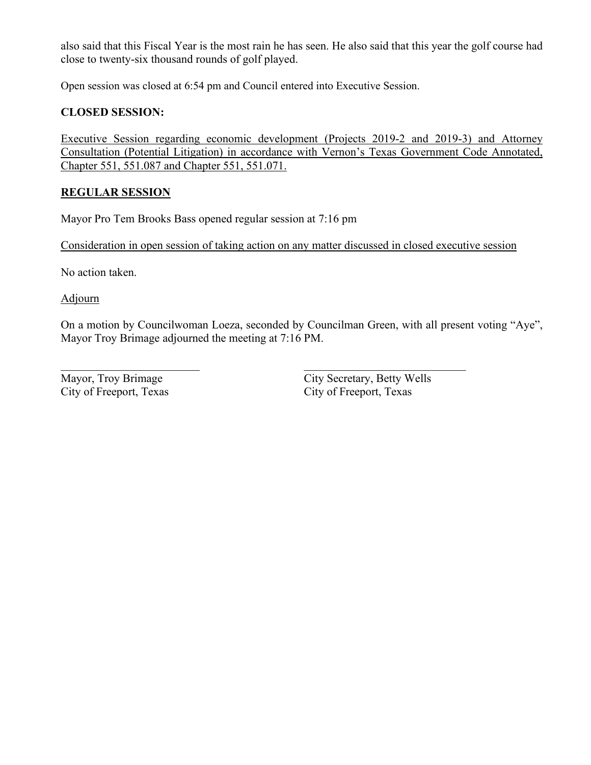also said that this Fiscal Year is the most rain he has seen. He also said that this year the golf course had close to twenty-six thousand rounds of golf played.

Open session was closed at 6:54 pm and Council entered into Executive Session.

**CLOSED SESSION:**

Executive Session regarding economic development (Projects 2019-2 and 2019-3) and Attorney Consultation (Potential Litigation) in accordance with Vernon's Texas Government Code Annotated, Chapter 551, 551.087 and Chapter 551, 551.071.

**REGULAR SESSION**

Mayor Pro Tem Brooks Bass opened regular session at 7:16 pm

Consideration in open session of taking action on any matter discussed in closed executive session

No action taken.

Adjourn

On a motion by Councilwoman Loeza, seconded by Councilman Green, with all present voting "Aye", Mayor Troy Brimage adjourned the meeting at 7:16 PM.

\_\_\_\_\_\_\_\_\_\_\_\_\_\_\_\_\_\_\_\_\_\_\_\_\_
Mayor, Troy Brimage
City of Freeport, Texas

\_\_\_\_\_\_\_\_\_\_\_\_\_\_\_\_\_\_\_\_\_\_\_\_\_\_\_\_\_
City Secretary, Betty Wells
City of Freeport, Texas